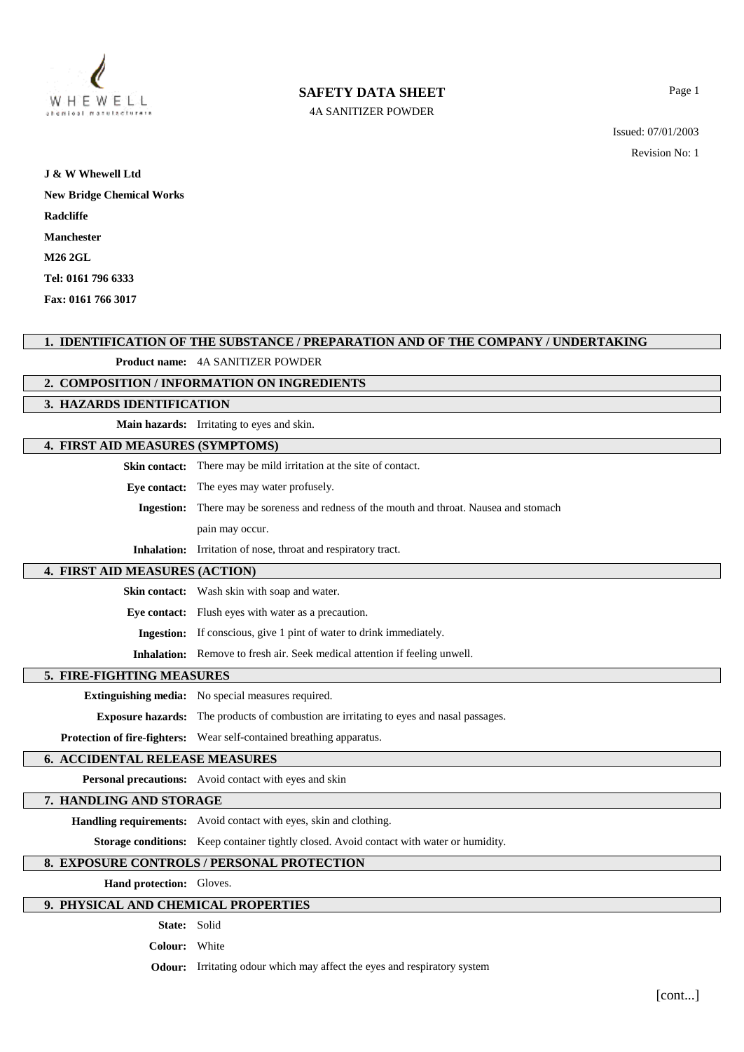# SAFETY DATA SHEET

4A SANITIZER POWDER

Issued: 07/01/2003

Revision No: 1

**J & W Whewell Ltd**

**New Bridge Chemical Works**

**Radcliffe**

**Manchester**

**M26 2GL**

**Tel: 0161 796 6333**

**Fax: 0161 766 3017**

## 1. IDENTIFICATION OF THE SUBSTANCE / PREPARATION AND OF THE COMPANY / UNDERTAKING

**Product name:** 4A SANITIZER POWDER

## 2. COMPOSITION / INFORMATION ON INGREDIENTS

## 3. HAZARDS IDENTIFICATION

**Main hazards:** Irritating to eyes and skin.

## 4. FIRST AID MEASURES (SYMPTOMS)

**Skin contact:** There may be mild irritation at the site of contact.

**Eye contact:** The eyes may water profusely.

**Ingestion:** There may be soreness and redness of the mouth and throat. Nausea and stomach pain may occur.

**Inhalation:** Irritation of nose, throat and respiratory tract.

## 4. FIRST AID MEASURES (ACTION)

**Skin contact:** Wash skin with soap and water.

**Eye contact:** Flush eyes with water as a precaution.

**Ingestion:** If conscious, give 1 pint of water to drink immediately.

**Inhalation:** Remove to fresh air. Seek medical attention if feeling unwell.

## 5. FIRE-FIGHTING MEASURES

**Extinguishing media:** No special measures required.

**Exposure hazards:** The products of combustion are irritating to eyes and nasal passages.

**Protection of fire-fighters:** Wear self-contained breathing apparatus.

## 6. ACCIDENTAL RELEASE MEASURES

**Personal precautions:** Avoid contact with eyes and skin

## 7. HANDLING AND STORAGE

**Handling requirements:** Avoid contact with eyes, skin and clothing.

**Storage conditions:** Keep container tightly closed. Avoid contact with water or humidity.

## 8. EXPOSURE CONTROLS / PERSONAL PROTECTION

**Hand protection:** Gloves.

## 9. PHYSICAL AND CHEMICAL PROPERTIES

**State:** Solid

**Colour:** White

**Odour:** Irritating odour which may affect the eyes and respiratory system

[cont...]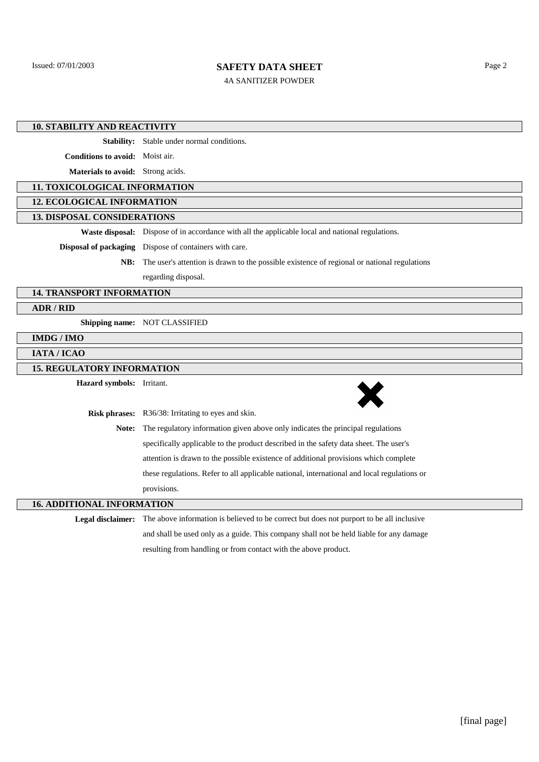## 10. STABILITY AND REACTIVITY

**Stability:** Stable under normal conditions.

**Conditions to avoid:** Moist air.

**Materials to avoid:** Strong acids.

## 11. TOXICOLOGICAL INFORMATION

## 12. ECOLOGICAL INFORMATION

## 13. DISPOSAL CONSIDERATIONS

**Waste disposal:** Dispose of in accordance with all the applicable local and national regulations.

**Disposal of packaging** Dispose of containers with care.

**NB:** The user's attention is drawn to the possible existence of regional or national regulations regarding disposal.

## 14. TRANSPORT INFORMATION

### ADR / RID

**Shipping name:** NOT CLASSIFIED

### IMDG / IMO

### IATA / ICAO

## 15. REGULATORY INFORMATION

**Hazard symbols:** Irritant.

**Risk phrases:** R36/38: Irritating to eyes and skin.

**Note:** The regulatory information given above only indicates the principal regulations specifically applicable to the product described in the safety data sheet. The user's attention is drawn to the possible existence of additional provisions which complete these regulations. Refer to all applicable national, international and local regulations or provisions.

## 16. ADDITIONAL INFORMATION

**Legal disclaimer:** The above information is believed to be correct but does not purport to be all inclusive and shall be used only as a guide. This company shall not be held liable for any damage resulting from handling or from contact with the above product.

[final page]